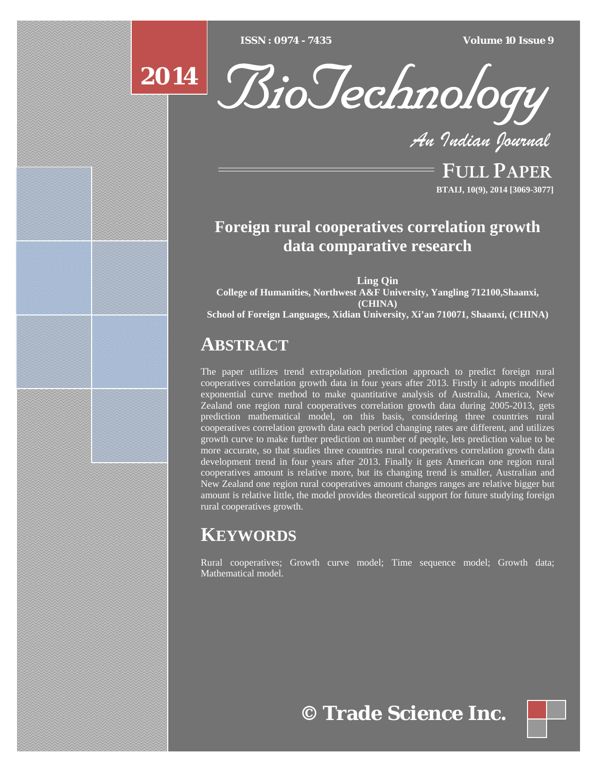ISSN : 0974 - 7435 Volume 10 Issue 9

2014

BioTechnology

An Indian Journal

FULL PAPER

BTAIJ, 10(9), 2014 [3069-3077]

# Foreign rural cooperatives correlation growth data comparative research

**Ling Qin**

**College of Humanities, Northwest A&F University, Yangling 712100,Shaanxi, (CHINA)**

**School of Foreign Languages, Xidian University, Xi'an 710071, Shaanxi, (CHINA)**

## ABSTRACT

The paper utilizes trend extrapolation prediction approach to predict foreign rural cooperatives correlation growth data in four years after 2013. Firstly it adopts modified exponential curve method to make quantitative analysis of Australia, America, New Zealand one region rural cooperatives correlation growth data during 2005-2013, gets prediction mathematical model, on this basis, considering three countries rural cooperatives correlation growth data each period changing rates are different, and utilizes growth curve to make further prediction on number of people, lets prediction value to be more accurate, so that studies three countries rural cooperatives correlation growth data development trend in four years after 2013. Finally it gets American one region rural cooperatives amount is relative more, but its changing trend is smaller, Australian and New Zealand one region rural cooperatives amount changes ranges are relative bigger but amount is relative little, the model provides theoretical support for future studying foreign rural cooperatives growth.

## KEYWORDS

Rural cooperatives; Growth curve model; Time sequence model; Growth data; Mathematical model.

© Trade Science Inc.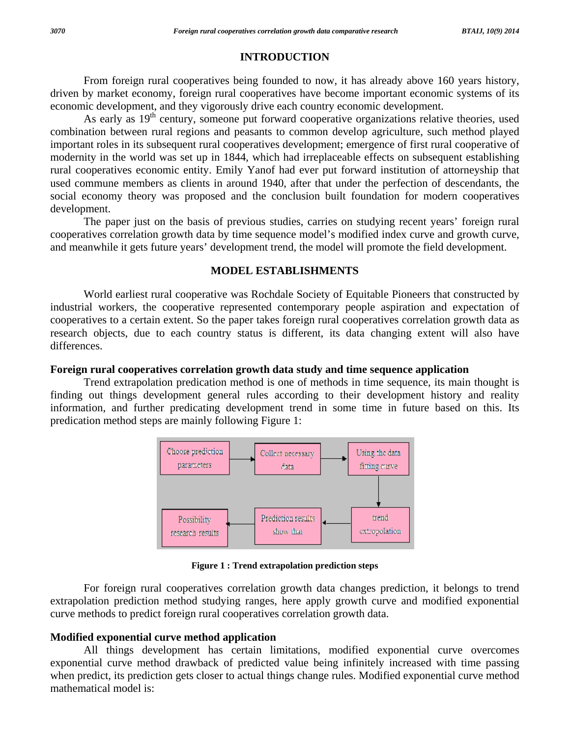## INTRODUCTION

From foreign rural cooperatives being founded to now, it has already above 160 years history, driven by market economy, foreign rural cooperatives have become important economic systems of its economic development, and they vigorously drive each country economic development.

As early as 19th century, someone put forward cooperative organizations relative theories, used combination between rural regions and peasants to common develop agriculture, such method played important roles in its subsequent rural cooperatives development; emergence of first rural cooperative of modernity in the world was set up in 1844, which had irreplaceable effects on subsequent establishing rural cooperatives economic entity. Emily Yanof had ever put forward institution of attorneyship that used commune members as clients in around 1940, after that under the perfection of descendants, the social economy theory was proposed and the conclusion built foundation for modern cooperatives development.

The paper just on the basis of previous studies, carries on studying recent years' foreign rural cooperatives correlation growth data by time sequence model's modified index curve and growth curve, and meanwhile it gets future years' development trend, the model will promote the field development.

## MODEL ESTABLISHMENTS

World earliest rural cooperative was Rochdale Society of Equitable Pioneers that constructed by industrial workers, the cooperative represented contemporary people aspiration and expectation of cooperatives to a certain extent. So the paper takes foreign rural cooperatives correlation growth data as research objects, due to each country status is different, its data changing extent will also have differences.

### Foreign rural cooperatives correlation growth data study and time sequence application

Trend extrapolation predication method is one of methods in time sequence, its main thought is finding out things development general rules according to their development history and reality information, and further predicating development trend in some time in future based on this. Its predication method steps are mainly following Figure 1:

Choose prediction parameters → Collect necessary data → Using the data fitting curve → trend extrapolation → Prediction results show that → Possibility research results

**Figure 1 : Trend extrapolation prediction steps**

For foreign rural cooperatives correlation growth data changes prediction, it belongs to trend extrapolation prediction method studying ranges, here apply growth curve and modified exponential curve methods to predict foreign rural cooperatives correlation growth data.

### Modified exponential curve method application

All things development has certain limitations, modified exponential curve overcomes exponential curve method drawback of predicted value being infinitely increased with time passing when predict, its prediction gets closer to actual things change rules. Modified exponential curve method mathematical model is: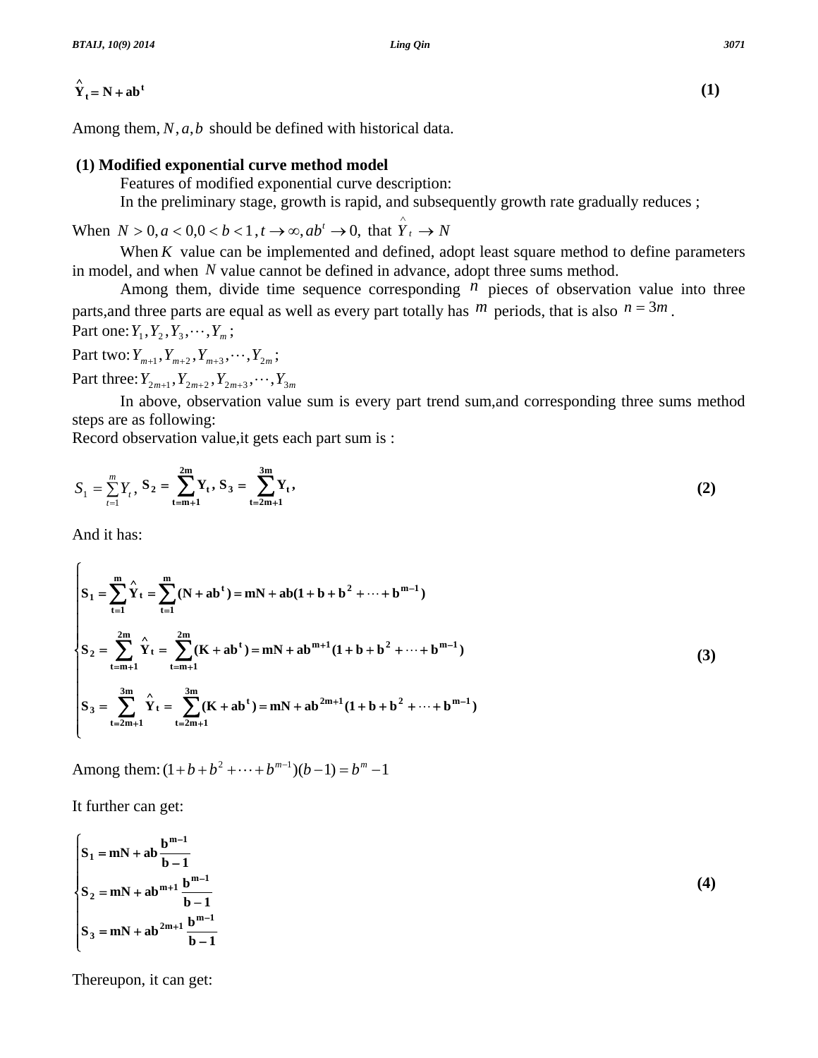$$\hat{Y}_t = N + ab^t \tag{1}$$

Among them, $N, a, b$ should be defined with historical data.

**(1) Modified exponential curve method model**

Features of modified exponential curve description:

In the preliminary stage, growth is rapid, and subsequently growth rate gradually reduces ;

When $N > 0, a < 0, 0 < b < 1, t \to \infty, ab^t \to 0$, that $\hat{Y}_t \to N$

When $K$ value can be implemented and defined, adopt least square method to define parameters in model, and when $N$ value cannot be defined in advance, adopt three sums method.

Among them, divide time sequence corresponding $n$ pieces of observation value into three parts,and three parts are equal as well as every part totally has $m$ periods, that is also $n = 3m$.

Part one: $Y_1, Y_2, Y_3, \cdots, Y_m$;

Part two: $Y_{m+1}, Y_{m+2}, Y_{m+3}, \cdots, Y_{2m}$;

Part three: $Y_{2m+1}, Y_{2m+2}, Y_{2m+3}, \cdots, Y_{3m}$

In above, observation value sum is every part trend sum,and corresponding three sums method steps are as following:

Record observation value,it gets each part sum is :

$$S_1 = \sum_{t=1}^{m} Y_t,\ S_2 = \sum_{t=m+1}^{2m} Y_t,\ S_3 = \sum_{t=2m+1}^{3m} Y_t, \tag{2}$$

And it has:

$$\begin{cases} S_1 = \sum_{t=1}^{m} \hat{Y}_t = \sum_{t=1}^{m} (N + ab^t) = mN + ab(1 + b + b^2 + \cdots + b^{m-1}) \\ S_2 = \sum_{t=m+1}^{2m} \hat{Y}_t = \sum_{t=m+1}^{2m} (K + ab^t) = mN + ab^{m+1}(1 + b + b^2 + \cdots + b^{m-1}) \\ S_3 = \sum_{t=2m+1}^{3m} \hat{Y}_t = \sum_{t=2m+1}^{3m} (K + ab^t) = mN + ab^{2m+1}(1 + b + b^2 + \cdots + b^{m-1}) \end{cases} \tag{3}$$

Among them: $(1 + b + b^2 + \cdots + b^{m-1})(b - 1) = b^m - 1$

It further can get:

$$\begin{cases} S_1 = mN + ab\dfrac{b^{m-1}}{b-1} \\ S_2 = mN + ab^{m+1}\dfrac{b^{m-1}}{b-1} \\ S_3 = mN + ab^{2m+1}\dfrac{b^{m-1}}{b-1} \end{cases} \tag{4}$$

Thereupon, it can get: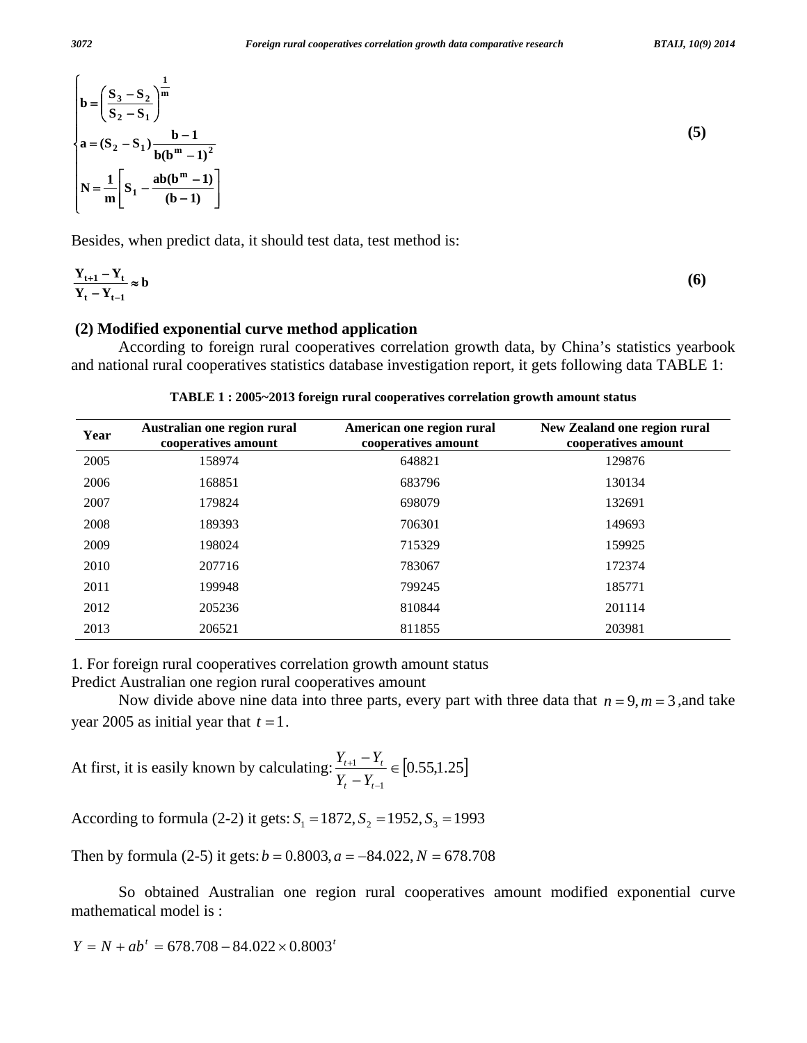$$\begin{cases} b = \left(\dfrac{S_3 - S_2}{S_2 - S_1}\right)^{\frac{1}{m}} \\ a = (S_2 - S_1)\dfrac{b-1}{b(b^m - 1)^2} \\ N = \dfrac{1}{m}\left[S_1 - \dfrac{ab(b^m - 1)}{(b-1)}\right] \end{cases} \tag{5}$$

Besides, when predict data, it should test data, test method is:

$$\frac{Y_{t+1} - Y_t}{Y_t - Y_{t-1}} \approx b \tag{6}$$

### (2) Modified exponential curve method application

According to foreign rural cooperatives correlation growth data, by China's statistics yearbook and national rural cooperatives statistics database investigation report, it gets following data TABLE 1:

**TABLE 1 : 2005~2013 foreign rural cooperatives correlation growth amount status**

| Year | Australian one region rural cooperatives amount | American one region rural cooperatives amount | New Zealand one region rural cooperatives amount |
|---|---|---|---|
| 2005 | 158974 | 648821 | 129876 |
| 2006 | 168851 | 683796 | 130134 |
| 2007 | 179824 | 698079 | 132691 |
| 2008 | 189393 | 706301 | 149693 |
| 2009 | 198024 | 715329 | 159925 |
| 2010 | 207716 | 783067 | 172374 |
| 2011 | 199948 | 799245 | 185771 |
| 2012 | 205236 | 810844 | 201114 |
| 2013 | 206521 | 811855 | 203981 |

1. For foreign rural cooperatives correlation growth amount status

Predict Australian one region rural cooperatives amount

Now divide above nine data into three parts, every part with three data that $n = 9, m = 3$ ,and take year 2005 as initial year that $t = 1$.

At first, it is easily known by calculating: $\dfrac{Y_{t+1} - Y_t}{Y_t - Y_{t-1}} \in [0.55, 1.25]$

According to formula (2-2) it gets: $S_1 = 1872, S_2 = 1952, S_3 = 1993$

Then by formula (2-5) it gets: $b = 0.8003, a = -84.022, N = 678.708$

So obtained Australian one region rural cooperatives amount modified exponential curve mathematical model is :

$Y = N + ab^t = 678.708 - 84.022 \times 0.8003^t$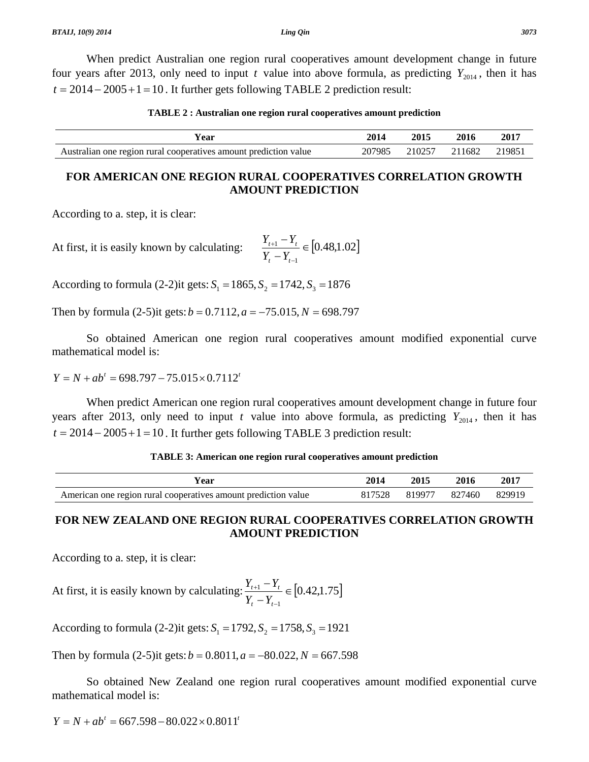When predict Australian one region rural cooperatives amount development change in future four years after 2013, only need to input $t$ value into above formula, as predicting $Y_{2014}$, then it has $t = 2014 - 2005 + 1 = 10$. It further gets following TABLE 2 prediction result:

**TABLE 2 : Australian one region rural cooperatives amount prediction**

| Year | 2014 | 2015 | 2016 | 2017 |
|---|---|---|---|---|
| Australian one region rural cooperatives amount prediction value | 207985 | 210257 | 211682 | 219851 |

## FOR AMERICAN ONE REGION RURAL COOPERATIVES CORRELATION GROWTH AMOUNT PREDICTION

According to a. step, it is clear:

At first, it is easily known by calculating: $\frac{Y_{t+1} - Y_t}{Y_t - Y_{t-1}} \in [0.48, 1.02]$

According to formula (2-2)it gets: $S_1 = 1865, S_2 = 1742, S_3 = 1876$

Then by formula (2-5)it gets: $b = 0.7112, a = -75.015, N = 698.797$

So obtained American one region rural cooperatives amount modified exponential curve mathematical model is:

$$Y = N + ab^t = 698.797 - 75.015 \times 0.7112^t$$

When predict American one region rural cooperatives amount development change in future four years after 2013, only need to input $t$ value into above formula, as predicting $Y_{2014}$, then it has $t = 2014 - 2005 + 1 = 10$. It further gets following TABLE 3 prediction result:

**TABLE 3: American one region rural cooperatives amount prediction**

| Year | 2014 | 2015 | 2016 | 2017 |
|---|---|---|---|---|
| American one region rural cooperatives amount prediction value | 817528 | 819977 | 827460 | 829919 |

## FOR NEW ZEALAND ONE REGION RURAL COOPERATIVES CORRELATION GROWTH AMOUNT PREDICTION

According to a. step, it is clear:

At first, it is easily known by calculating: $\frac{Y_{t+1} - Y_t}{Y_t - Y_{t-1}} \in [0.42, 1.75]$

According to formula (2-2)it gets: $S_1 = 1792, S_2 = 1758, S_3 = 1921$

Then by formula (2-5)it gets: $b = 0.8011, a = -80.022, N = 667.598$

So obtained New Zealand one region rural cooperatives amount modified exponential curve mathematical model is:

$$Y = N + ab^t = 667.598 - 80.022 \times 0.8011^t$$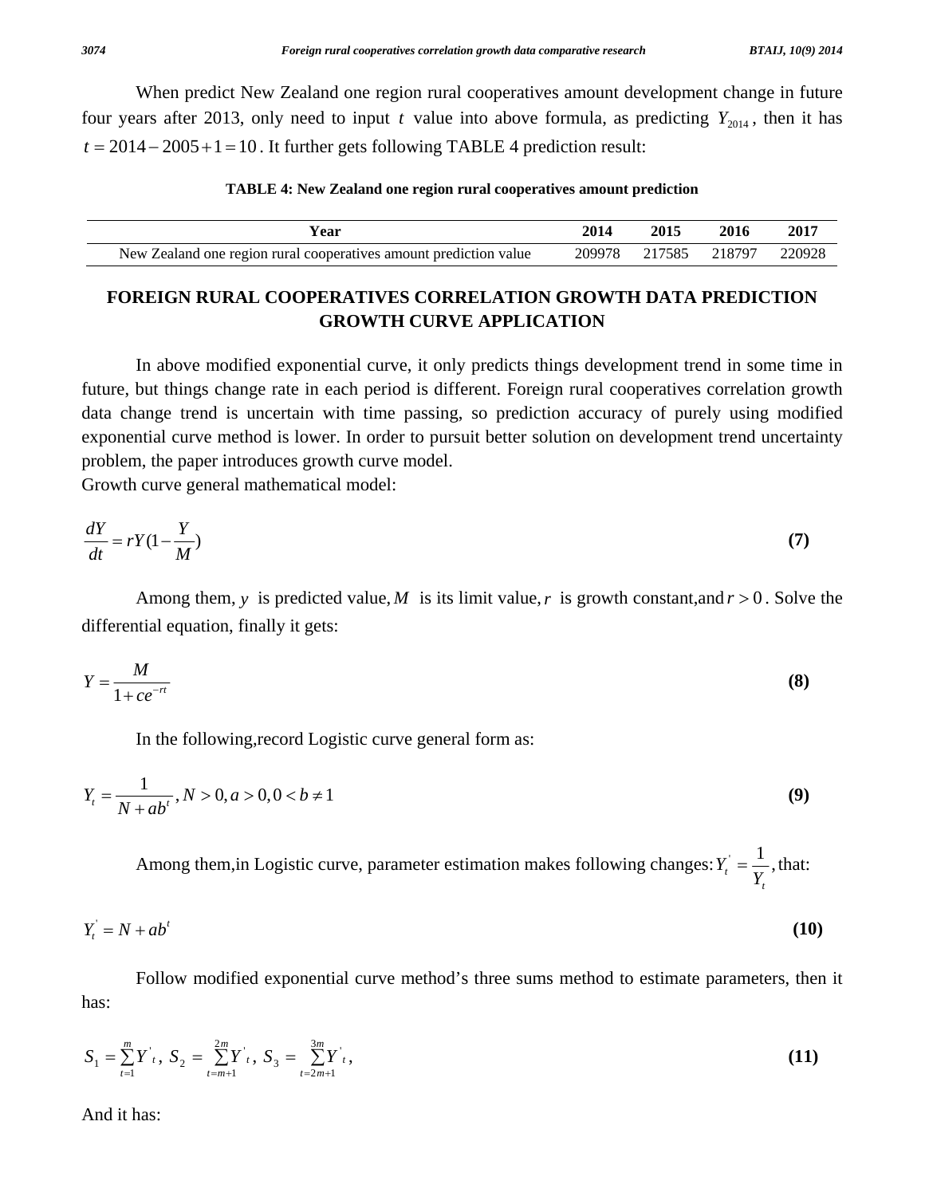When predict New Zealand one region rural cooperatives amount development change in future four years after 2013, only need to input $t$ value into above formula, as predicting $Y_{2014}$, then it has $t = 2014 - 2005 + 1 = 10$. It further gets following TABLE 4 prediction result:

**TABLE 4: New Zealand one region rural cooperatives amount prediction**

| Year | 2014 | 2015 | 2016 | 2017 |
|---|---|---|---|---|
| New Zealand one region rural cooperatives amount prediction value | 209978 | 217585 | 218797 | 220928 |

## FOREIGN RURAL COOPERATIVES CORRELATION GROWTH DATA PREDICTION GROWTH CURVE APPLICATION

In above modified exponential curve, it only predicts things development trend in some time in future, but things change rate in each period is different. Foreign rural cooperatives correlation growth data change trend is uncertain with time passing, so prediction accuracy of purely using modified exponential curve method is lower. In order to pursuit better solution on development trend uncertainty problem, the paper introduces growth curve model.

Growth curve general mathematical model:

$$\frac{dY}{dt} = rY(1 - \frac{Y}{M}) \tag{7}$$

Among them, $y$ is predicted value, $M$ is its limit value, $r$ is growth constant,and $r > 0$. Solve the differential equation, finally it gets:

$$Y = \frac{M}{1 + ce^{-rt}} \tag{8}$$

In the following,record Logistic curve general form as:

$$Y_t = \frac{1}{N + ab^t}, N > 0, a > 0, 0 < b \neq 1 \tag{9}$$

Among them,in Logistic curve, parameter estimation makes following changes: $Y_t^{'} = \frac{1}{Y_t}$, that:

$$Y_t^{'} = N + ab^t \tag{10}$$

Follow modified exponential curve method's three sums method to estimate parameters, then it has:

$$S_1 = \sum_{t=1}^{m} Y^{'}{}_t,\ S_2 = \sum_{t=m+1}^{2m} Y^{'}{}_t,\ S_3 = \sum_{t=2m+1}^{3m} Y^{'}{}_t, \tag{11}$$

And it has: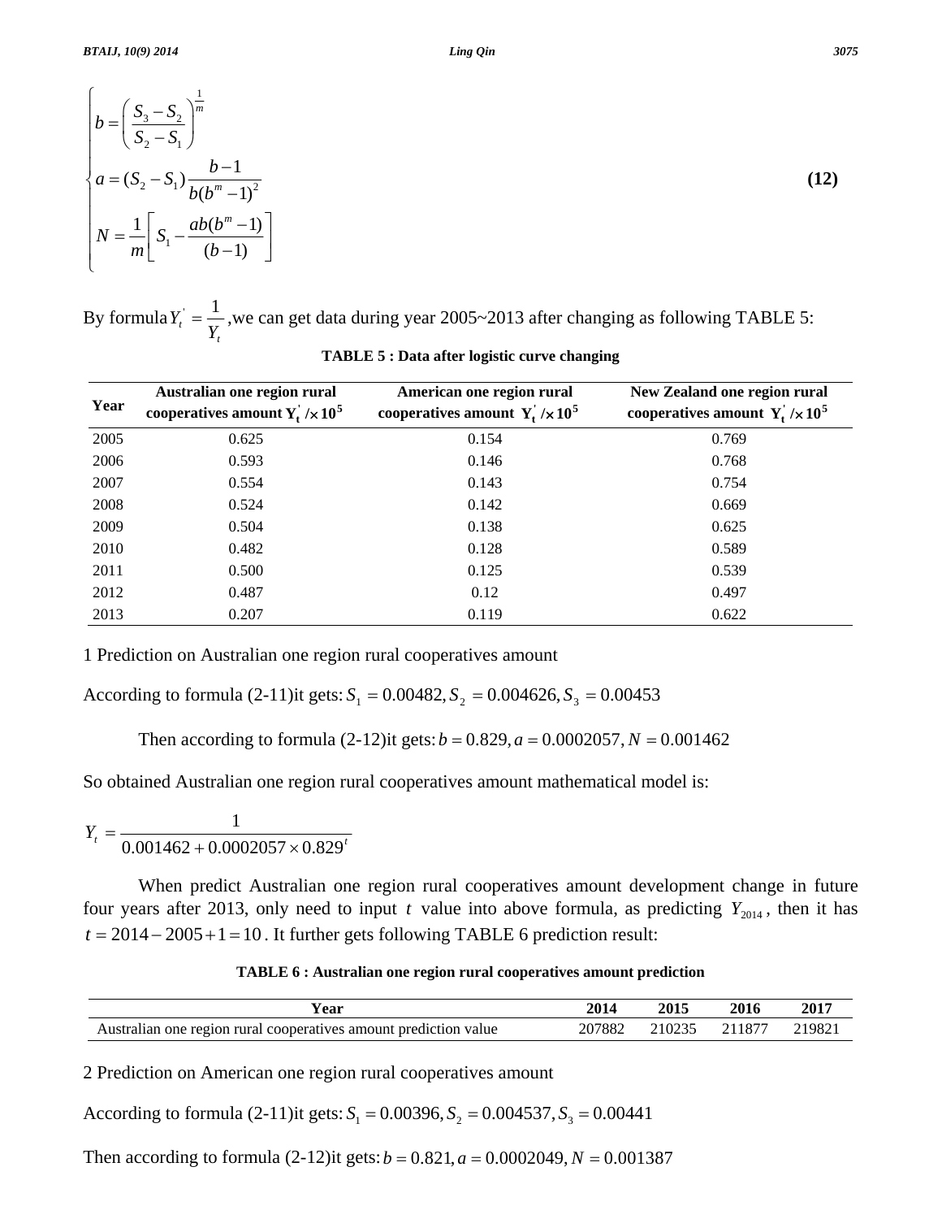$$\begin{cases} b = \left( \dfrac{S_3 - S_2}{S_2 - S_1} \right)^{\frac{1}{m}} \\ a = (S_2 - S_1) \dfrac{b-1}{b(b^m - 1)^2} \\ N = \dfrac{1}{m} \left[ S_1 - \dfrac{ab(b^m - 1)}{(b-1)} \right] \end{cases} \tag{12}$$

By formula $Y_t^{'} = \dfrac{1}{Y_t}$ ,we can get data during year 2005~2013 after changing as following TABLE 5:

**TABLE 5 : Data after logistic curve changing**

| Year | Australian one region rural cooperatives amount $Y_t^{'} / \times 10^5$ | American one region rural cooperatives amount $Y_t^{'} / \times 10^5$ | New Zealand one region rural cooperatives amount $Y_t^{'} / \times 10^5$ |
|---|---|---|---|
| 2005 | 0.625 | 0.154 | 0.769 |
| 2006 | 0.593 | 0.146 | 0.768 |
| 2007 | 0.554 | 0.143 | 0.754 |
| 2008 | 0.524 | 0.142 | 0.669 |
| 2009 | 0.504 | 0.138 | 0.625 |
| 2010 | 0.482 | 0.128 | 0.589 |
| 2011 | 0.500 | 0.125 | 0.539 |
| 2012 | 0.487 | 0.12 | 0.497 |
| 2013 | 0.207 | 0.119 | 0.622 |

1 Prediction on Australian one region rural cooperatives amount

According to formula (2-11)it gets: $S_1 = 0.00482, S_2 = 0.004626, S_3 = 0.00453$

Then according to formula (2-12)it gets: $b = 0.829, a = 0.0002057, N = 0.001462$

So obtained Australian one region rural cooperatives amount mathematical model is:

$$Y_t = \frac{1}{0.001462 + 0.0002057 \times 0.829^t}$$

When predict Australian one region rural cooperatives amount development change in future four years after 2013, only need to input $t$ value into above formula, as predicting $Y_{2014}$, then it has $t = 2014 - 2005 + 1 = 10$. It further gets following TABLE 6 prediction result:

**TABLE 6 : Australian one region rural cooperatives amount prediction**

| Year | 2014 | 2015 | 2016 | 2017 |
|---|---|---|---|---|
| Australian one region rural cooperatives amount prediction value | 207882 | 210235 | 211877 | 219821 |

2 Prediction on American one region rural cooperatives amount

According to formula (2-11)it gets: $S_1 = 0.00396, S_2 = 0.004537, S_3 = 0.00441$

Then according to formula (2-12)it gets: $b = 0.821, a = 0.0002049, N = 0.001387$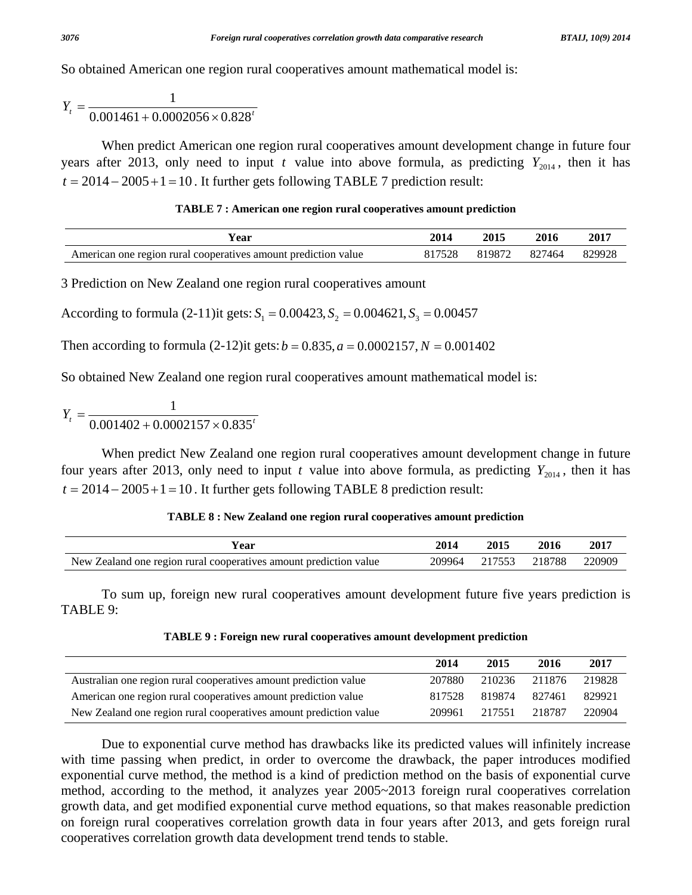So obtained American one region rural cooperatives amount mathematical model is:

$$Y_t = \frac{1}{0.001461 + 0.0002056 \times 0.828^t}$$

When predict American one region rural cooperatives amount development change in future four years after 2013, only need to input $t$ value into above formula, as predicting $Y_{2014}$, then it has $t = 2014 - 2005 + 1 = 10$. It further gets following TABLE 7 prediction result:

**TABLE 7 : American one region rural cooperatives amount prediction**

| Year | 2014 | 2015 | 2016 | 2017 |
|---|---|---|---|---|
| American one region rural cooperatives amount prediction value | 817528 | 819872 | 827464 | 829928 |

3 Prediction on New Zealand one region rural cooperatives amount

According to formula (2-11)it gets: $S_1 = 0.00423, S_2 = 0.004621, S_3 = 0.00457$

Then according to formula (2-12)it gets: $b = 0.835, a = 0.0002157, N = 0.001402$

So obtained New Zealand one region rural cooperatives amount mathematical model is:

$$Y_t = \frac{1}{0.001402 + 0.0002157 \times 0.835^t}$$

When predict New Zealand one region rural cooperatives amount development change in future four years after 2013, only need to input $t$ value into above formula, as predicting $Y_{2014}$, then it has $t = 2014 - 2005 + 1 = 10$. It further gets following TABLE 8 prediction result:

**TABLE 8 : New Zealand one region rural cooperatives amount prediction**

| Year | 2014 | 2015 | 2016 | 2017 |
|---|---|---|---|---|
| New Zealand one region rural cooperatives amount prediction value | 209964 | 217553 | 218788 | 220909 |

To sum up, foreign new rural cooperatives amount development future five years prediction is TABLE 9:

**TABLE 9 : Foreign new rural cooperatives amount development prediction**

| | 2014 | 2015 | 2016 | 2017 |
|---|---|---|---|---|
| Australian one region rural cooperatives amount prediction value | 207880 | 210236 | 211876 | 219828 |
| American one region rural cooperatives amount prediction value | 817528 | 819874 | 827461 | 829921 |
| New Zealand one region rural cooperatives amount prediction value | 209961 | 217551 | 218787 | 220904 |

Due to exponential curve method has drawbacks like its predicted values will infinitely increase with time passing when predict, in order to overcome the drawback, the paper introduces modified exponential curve method, the method is a kind of prediction method on the basis of exponential curve method, according to the method, it analyzes year 2005~2013 foreign rural cooperatives correlation growth data, and get modified exponential curve method equations, so that makes reasonable prediction on foreign rural cooperatives correlation growth data in four years after 2013, and gets foreign rural cooperatives correlation growth data development trend tends to stable.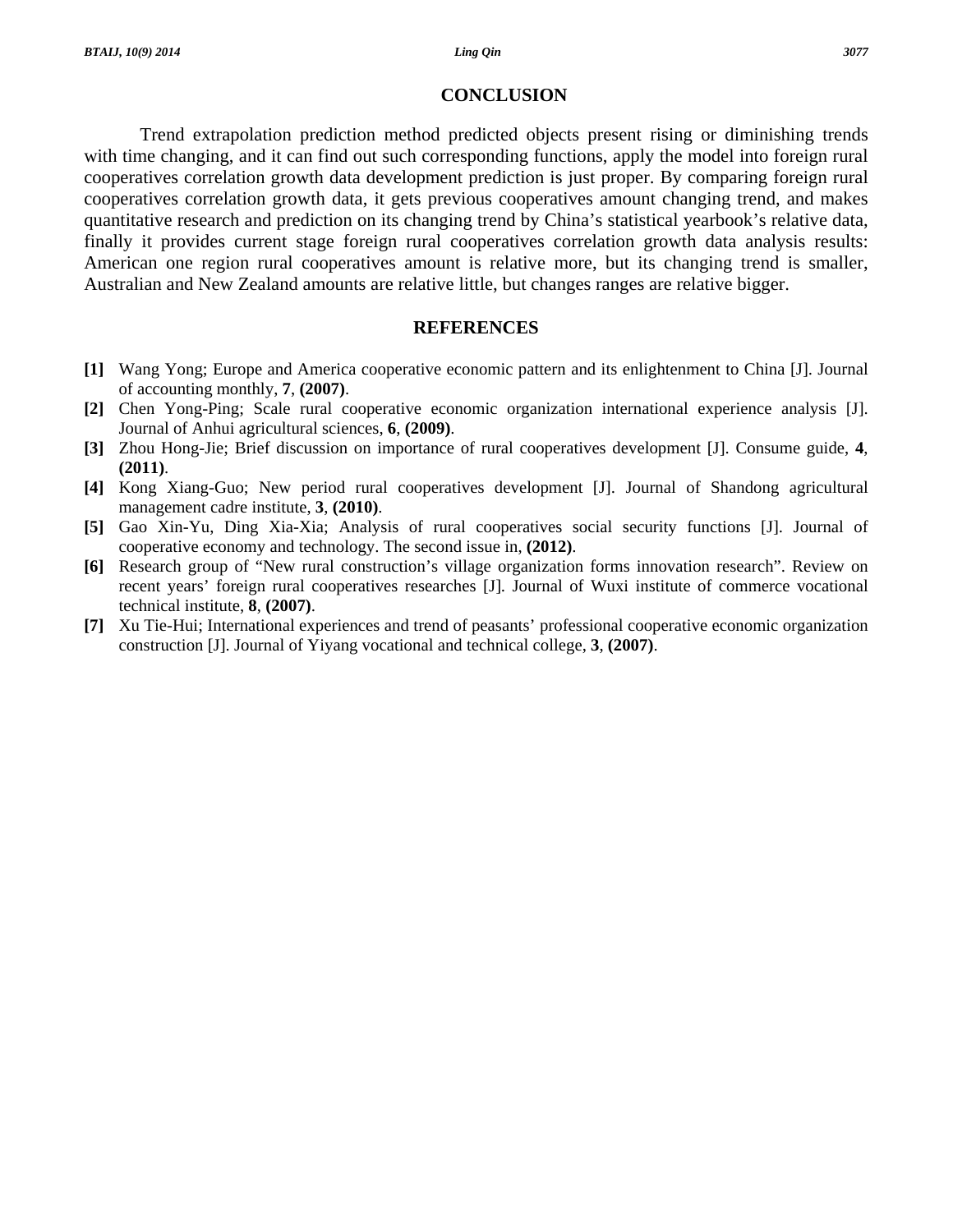## CONCLUSION

Trend extrapolation prediction method predicted objects present rising or diminishing trends with time changing, and it can find out such corresponding functions, apply the model into foreign rural cooperatives correlation growth data development prediction is just proper. By comparing foreign rural cooperatives correlation growth data, it gets previous cooperatives amount changing trend, and makes quantitative research and prediction on its changing trend by China's statistical yearbook's relative data, finally it provides current stage foreign rural cooperatives correlation growth data analysis results: American one region rural cooperatives amount is relative more, but its changing trend is smaller, Australian and New Zealand amounts are relative little, but changes ranges are relative bigger.

## REFERENCES

**[1]** Wang Yong; Europe and America cooperative economic pattern and its enlightenment to China [J]. Journal of accounting monthly, **7**, **(2007)**.

**[2]** Chen Yong-Ping; Scale rural cooperative economic organization international experience analysis [J]. Journal of Anhui agricultural sciences, **6**, **(2009)**.

**[3]** Zhou Hong-Jie; Brief discussion on importance of rural cooperatives development [J]. Consume guide, **4**, **(2011)**.

**[4]** Kong Xiang-Guo; New period rural cooperatives development [J]. Journal of Shandong agricultural management cadre institute, **3**, **(2010)**.

**[5]** Gao Xin-Yu, Ding Xia-Xia; Analysis of rural cooperatives social security functions [J]. Journal of cooperative economy and technology. The second issue in, **(2012)**.

**[6]** Research group of "New rural construction's village organization forms innovation research". Review on recent years' foreign rural cooperatives researches [J]. Journal of Wuxi institute of commerce vocational technical institute, **8**, **(2007)**.

**[7]** Xu Tie-Hui; International experiences and trend of peasants' professional cooperative economic organization construction [J]. Journal of Yiyang vocational and technical college, **3**, **(2007)**.